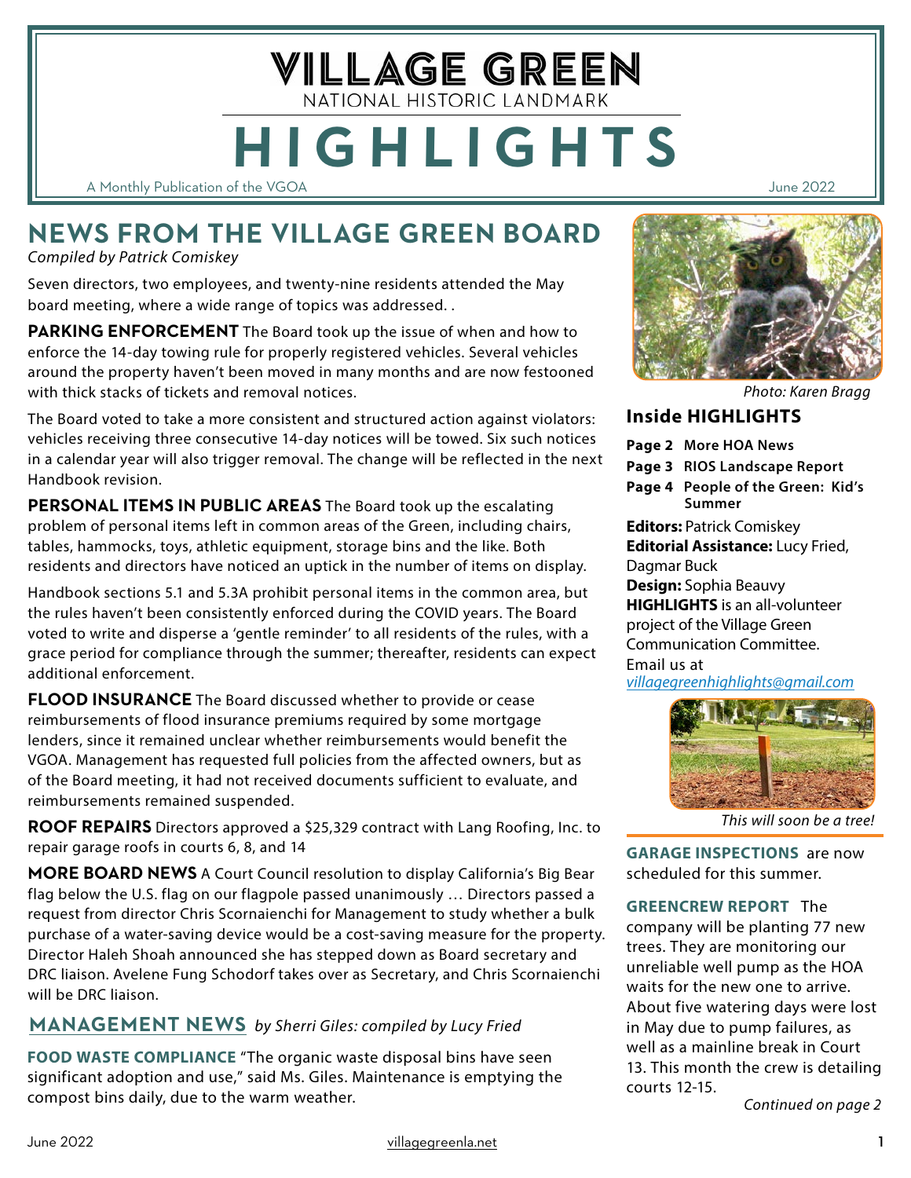# VILLAGE GREEN

NATIONAL HISTORIC LANDMARK

# HIGHLIGHTS

A Monthly Publication of the VGOA

June 2022

## NEWS FROM THE VILLAGE GREEN BOARD

*Compiled by Patrick Comiskey*

Seven directors, two employees, and twenty-nine residents attended the May board meeting, where a wide range of topics was addressed. .

**PARKING ENFORCEMENT** The Board took up the issue of when and how to enforce the 14-day towing rule for properly registered vehicles. Several vehicles around the property haven't been moved in many months and are now festooned with thick stacks of tickets and removal notices.

The Board voted to take a more consistent and structured action against violators: vehicles receiving three consecutive 14-day notices will be towed. Six such notices in a calendar year will also trigger removal. The change will be reflected in the next Handbook revision.

**PERSONAL ITEMS IN PUBLIC AREAS** The Board took up the escalating problem of personal items left in common areas of the Green, including chairs, tables, hammocks, toys, athletic equipment, storage bins and the like. Both residents and directors have noticed an uptick in the number of items on display.

Handbook sections 5.1 and 5.3A prohibit personal items in the common area, but the rules haven't been consistently enforced during the COVID years. The Board voted to write and disperse a 'gentle reminder' to all residents of the rules, with a grace period for compliance through the summer; thereafter, residents can expect additional enforcement.

**FLOOD INSURANCE** The Board discussed whether to provide or cease reimbursements of flood insurance premiums required by some mortgage lenders, since it remained unclear whether reimbursements would benefit the VGOA. Management has requested full policies from the affected owners, but as of the Board meeting, it had not received documents sufficient to evaluate, and reimbursements remained suspended.

**ROOF REPAIRS** Directors approved a $25,329 contract with Lang Roofing, Inc. to repair garage roofs in courts 6, 8, and 14

**MORE BOARD NEWS** A Court Council resolution to display California's Big Bear flag below the U.S. flag on our flagpole passed unanimously … Directors passed a request from director Chris Scornaienchi for Management to study whether a bulk purchase of a water-saving device would be a cost-saving measure for the property. Director Haleh Shoah announced she has stepped down as Board secretary and DRC liaison. Avelene Fung Schodorf takes over as Secretary, and Chris Scornaienchi will be DRC liaison.

## MANAGEMENT NEWS *by Sherri Giles: compiled by Lucy Fried*

**FOOD WASTE COMPLIANCE** "The organic waste disposal bins have seen significant adoption and use," said Ms. Giles. Maintenance is emptying the compost bins daily, due to the warm weather.

*Photo: Karen Bragg*

### Inside HIGHLIGHTS

**Page 2** More HOA News
**Page 3** RIOS Landscape Report
**Page 4** People of the Green: Kid's Summer

**Editors:** Patrick Comiskey
**Editorial Assistance:** Lucy Fried, Dagmar Buck
**Design:** Sophia Beauvy
**HIGHLIGHTS** is an all-volunteer project of the Village Green Communication Committee.
Email us at *villagegreenhighlights@gmail.com*

*This will soon be a tree!*

**GARAGE INSPECTIONS** are now scheduled for this summer.

**GREENCREW REPORT** The company will be planting 77 new trees. They are monitoring our unreliable well pump as the HOA waits for the new one to arrive. About five watering days were lost in May due to pump failures, as well as a mainline break in Court 13. This month the crew is detailing courts 12-15.

*Continued on page 2*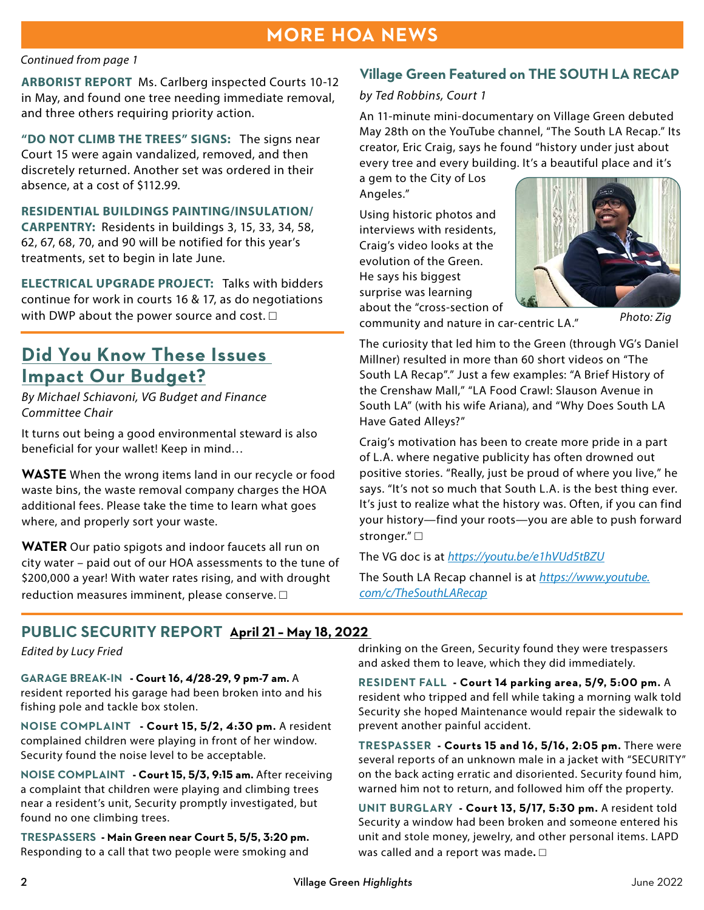# MORE HOA NEWS

*Continued from page 1*

**ARBORIST REPORT** Ms. Carlberg inspected Courts 10-12 in May, and found one tree needing immediate removal, and three others requiring priority action.

**"DO NOT CLIMB THE TREES" SIGNS:** The signs near Court 15 were again vandalized, removed, and then discretely returned. Another set was ordered in their absence, at a cost of $112.99.

**RESIDENTIAL BUILDINGS PAINTING/INSULATION/ CARPENTRY:** Residents in buildings 3, 15, 33, 34, 58, 62, 67, 68, 70, and 90 will be notified for this year's treatments, set to begin in late June.

**ELECTRICAL UPGRADE PROJECT:** Talks with bidders continue for work in courts 16 & 17, as do negotiations with DWP about the power source and cost. □

## Did You Know These Issues Impact Our Budget?

*By Michael Schiavoni, VG Budget and Finance Committee Chair*

It turns out being a good environmental steward is also beneficial for your wallet! Keep in mind…

**WASTE** When the wrong items land in our recycle or food waste bins, the waste removal company charges the HOA additional fees. Please take the time to learn what goes where, and properly sort your waste.

**WATER** Our patio spigots and indoor faucets all run on city water – paid out of our HOA assessments to the tune of $200,000 a year! With water rates rising, and with drought reduction measures imminent, please conserve. □

## Village Green Featured on THE SOUTH LA RECAP

*by Ted Robbins, Court 1*

An 11-minute mini-documentary on Village Green debuted May 28th on the YouTube channel, "The South LA Recap." Its creator, Eric Craig, says he found "history under just about every tree and every building. It's a beautiful place and it's a gem to the City of Los Angeles."

Using historic photos and interviews with residents, Craig's video looks at the evolution of the Green. He says his biggest surprise was learning about the "cross-section of community and nature in car-centric LA."

*Photo: Zig*

The curiosity that led him to the Green (through VG's Daniel Millner) resulted in more than 60 short videos on "The South LA Recap"." Just a few examples: "A Brief History of the Crenshaw Mall," "LA Food Crawl: Slauson Avenue in South LA" (with his wife Ariana), and "Why Does South LA Have Gated Alleys?"

Craig's motivation has been to create more pride in a part of L.A. where negative publicity has often drowned out positive stories. "Really, just be proud of where you live," he says. "It's not so much that South L.A. is the best thing ever. It's just to realize what the history was. Often, if you can find your history—find your roots—you are able to push forward stronger." □

The VG doc is at *https://youtu.be/e1hVUd5tBZU*

The South LA Recap channel is at *https://www.youtube.com/c/TheSouthLARecap*

## PUBLIC SECURITY REPORT April 21 – May 18, 2022

*Edited by Lucy Fried*

**GARAGE BREAK-IN - Court 16, 4/28-29, 9 pm-7 am.** A resident reported his garage had been broken into and his fishing pole and tackle box stolen.

**NOISE COMPLAINT - Court 15, 5/2, 4:30 pm.** A resident complained children were playing in front of her window. Security found the noise level to be acceptable.

**NOISE COMPLAINT - Court 15, 5/3, 9:15 am.** After receiving a complaint that children were playing and climbing trees near a resident's unit, Security promptly investigated, but found no one climbing trees.

**TRESPASSERS - Main Green near Court 5, 5/5, 3:20 pm.** Responding to a call that two people were smoking and drinking on the Green, Security found they were trespassers and asked them to leave, which they did immediately.

**RESIDENT FALL - Court 14 parking area, 5/9, 5:00 pm.** A resident who tripped and fell while taking a morning walk told Security she hoped Maintenance would repair the sidewalk to prevent another painful accident.

**TRESPASSER - Courts 15 and 16, 5/16, 2:05 pm.** There were several reports of an unknown male in a jacket with "SECURITY" on the back acting erratic and disoriented. Security found him, warned him not to return, and followed him off the property.

**UNIT BURGLARY - Court 13, 5/17, 5:30 pm.** A resident told Security a window had been broken and someone entered his unit and stole money, jewelry, and other personal items. LAPD was called and a report was made. □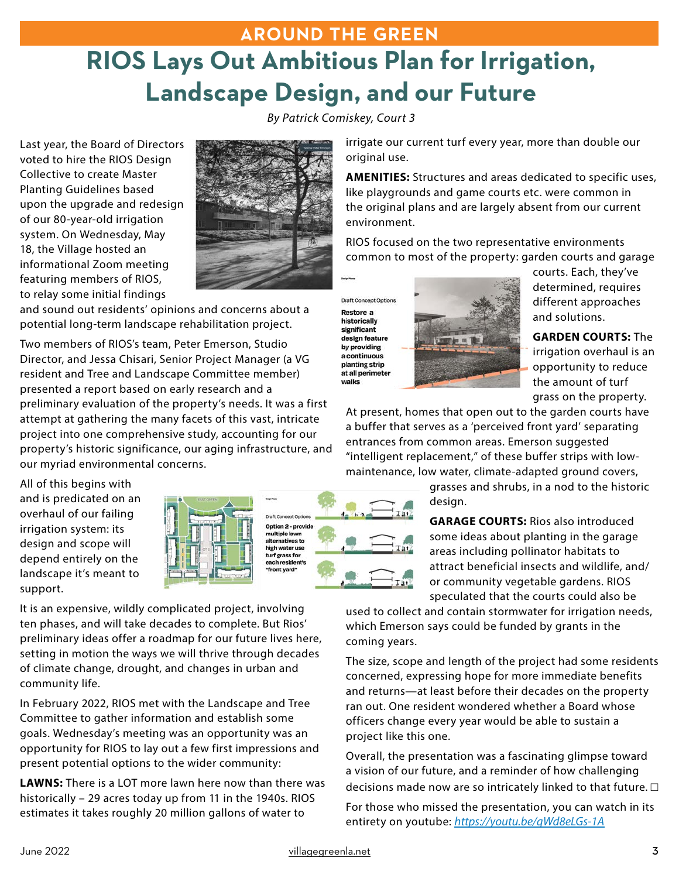## AROUND THE GREEN

# RIOS Lays Out Ambitious Plan for Irrigation, Landscape Design, and our Future

*By Patrick Comiskey, Court 3*

Last year, the Board of Directors voted to hire the RIOS Design Collective to create Master Planting Guidelines based upon the upgrade and redesign of our 80-year-old irrigation system. On Wednesday, May 18, the Village hosted an informational Zoom meeting featuring members of RIOS, to relay some initial findings and sound out residents' opinions and concerns about a potential long-term landscape rehabilitation project.

Two members of RIOS's team, Peter Emerson, Studio Director, and Jessa Chisari, Senior Project Manager (a VG resident and Tree and Landscape Committee member) presented a report based on early research and a preliminary evaluation of the property's needs. It was a first attempt at gathering the many facets of this vast, intricate project into one comprehensive study, accounting for our property's historic significance, our aging infrastructure, and our myriad environmental concerns.

All of this begins with and is predicated on an overhaul of our failing irrigation system: its design and scope will depend entirely on the landscape it's meant to support.

Draft Concept Options
Option 2 - provide multiple lawn alternatives to high water use turf grass for each resident's "front yard"

It is an expensive, wildly complicated project, involving ten phases, and will take decades to complete. But Rios' preliminary ideas offer a roadmap for our future lives here, setting in motion the ways we will thrive through decades of climate change, drought, and changes in urban and community life.

In February 2022, RIOS met with the Landscape and Tree Committee to gather information and establish some goals. Wednesday's meeting was an opportunity was an opportunity for RIOS to lay out a few first impressions and present potential options to the wider community:

**LAWNS:** There is a LOT more lawn here now than there was historically – 29 acres today up from 11 in the 1940s. RIOS estimates it takes roughly 20 million gallons of water to irrigate our current turf every year, more than double our original use.

**AMENITIES:** Structures and areas dedicated to specific uses, like playgrounds and game courts etc. were common in the original plans and are largely absent from our current environment.

RIOS focused on the two representative environments common to most of the property: garden courts and garage courts. Each, they've determined, requires different approaches and solutions.

Draft Concept Options
Restore a historically significant design feature by providing a continuous planting strip at all perimeter walks

**GARDEN COURTS:** The irrigation overhaul is an opportunity to reduce the amount of turf grass on the property. At present, homes that open out to the garden courts have a buffer that serves as a 'perceived front yard' separating entrances from common areas. Emerson suggested "intelligent replacement," of these buffer strips with low-maintenance, low water, climate-adapted ground covers, grasses and shrubs, in a nod to the historic design.

**GARAGE COURTS:** Rios also introduced some ideas about planting in the garage areas including pollinator habitats to attract beneficial insects and wildlife, and/or community vegetable gardens. RIOS speculated that the courts could also be used to collect and contain stormwater for irrigation needs, which Emerson says could be funded by grants in the coming years.

The size, scope and length of the project had some residents concerned, expressing hope for more immediate benefits and returns—at least before their decades on the property ran out. One resident wondered whether a Board whose officers change every year would be able to sustain a project like this one.

Overall, the presentation was a fascinating glimpse toward a vision of our future, and a reminder of how challenging decisions made now are so intricately linked to that future. ☐

For those who missed the presentation, you can watch in its entirety on youtube: *https://youtu.be/qWd8eLGs-1A*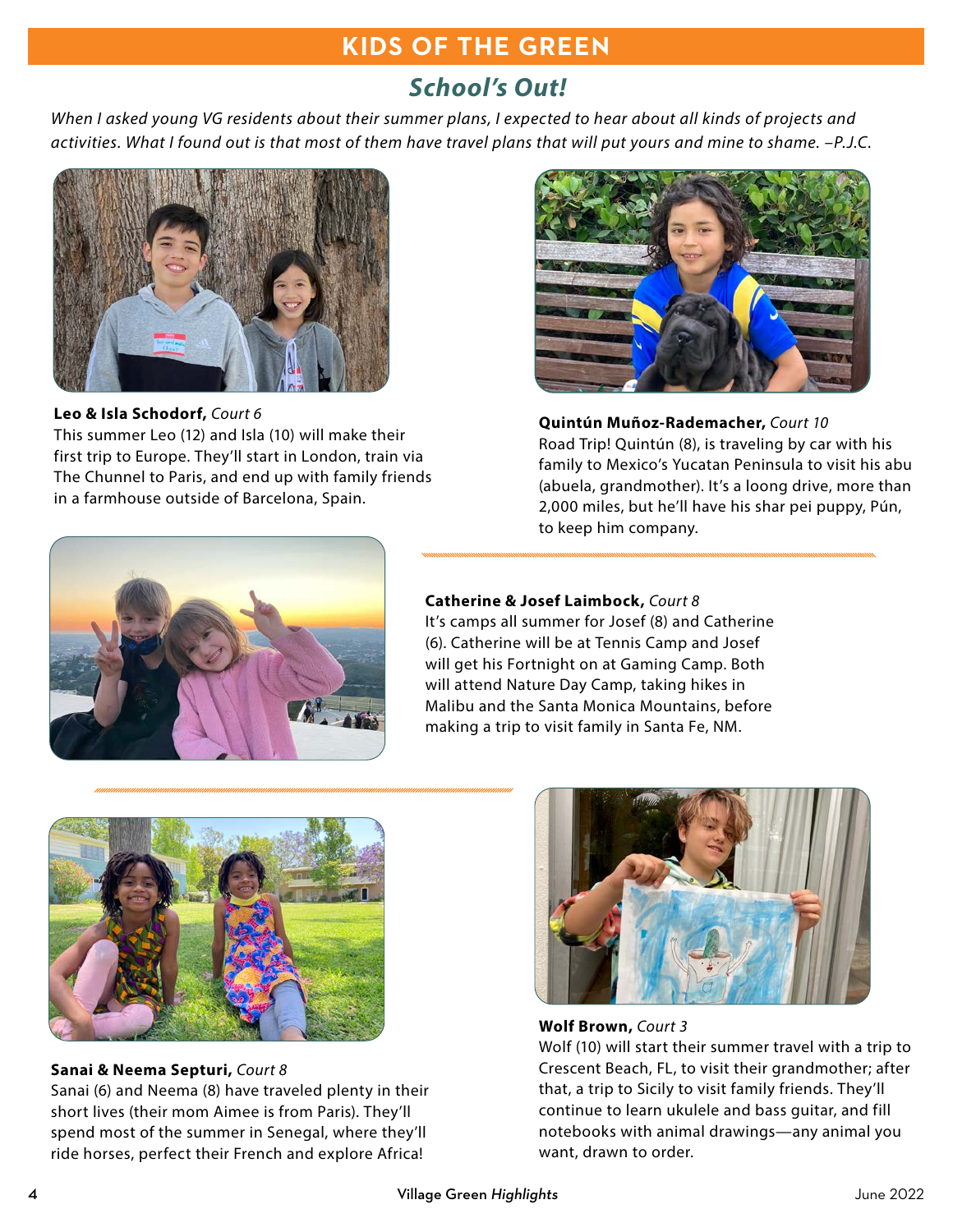# KIDS OF THE GREEN

## *School's Out!*

*When I asked young VG residents about their summer plans, I expected to hear about all kinds of projects and activities. What I found out is that most of them have travel plans that will put yours and mine to shame. –P.J.C.*

**Leo & Isla Schodorf,** *Court 6*
This summer Leo (12) and Isla (10) will make their first trip to Europe. They'll start in London, train via The Chunnel to Paris, and end up with family friends in a farmhouse outside of Barcelona, Spain.

**Quintún Muñoz-Rademacher,** *Court 10*
Road Trip! Quintún (8), is traveling by car with his family to Mexico's Yucatan Peninsula to visit his abu (abuela, grandmother). It's a loong drive, more than 2,000 miles, but he'll have his shar pei puppy, Pún, to keep him company.

**Catherine & Josef Laimbock,** *Court 8*
It's camps all summer for Josef (8) and Catherine (6). Catherine will be at Tennis Camp and Josef will get his Fortnight on at Gaming Camp. Both will attend Nature Day Camp, taking hikes in Malibu and the Santa Monica Mountains, before making a trip to visit family in Santa Fe, NM.

**Sanai & Neema Septuri,** *Court 8*
Sanai (6) and Neema (8) have traveled plenty in their short lives (their mom Aimee is from Paris). They'll spend most of the summer in Senegal, where they'll ride horses, perfect their French and explore Africa!

**Wolf Brown,** *Court 3*
Wolf (10) will start their summer travel with a trip to Crescent Beach, FL, to visit their grandmother; after that, a trip to Sicily to visit family friends. They'll continue to learn ukulele and bass guitar, and fill notebooks with animal drawings—any animal you want, drawn to order.